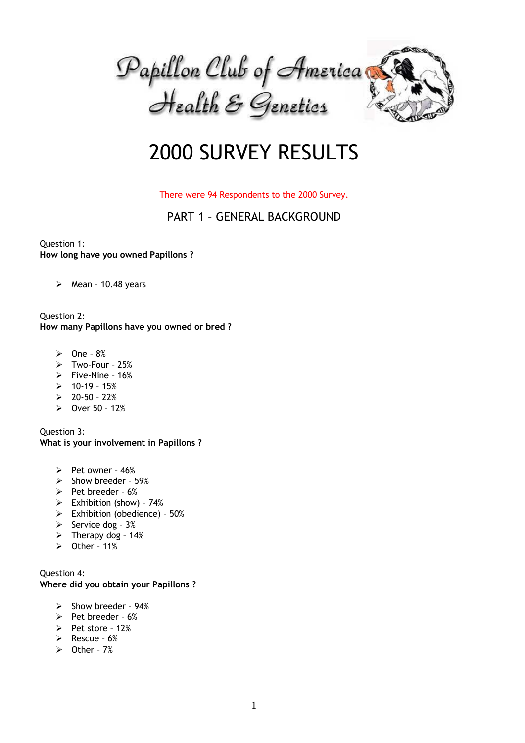# Papillon Club of America Health & Genetics

# 2000 SURVEY RESULTS

There were 94 Respondents to the 2000 Survey.

## PART 1 – GENERAL BACKGROUND

Question 1:
**How long have you owned Papillons ?**

- Mean – 10.48 years

Question 2:
**How many Papillons have you owned or bred ?**

- One – 8%
- Two-Four – 25%
- Five-Nine – 16%
- 10-19 – 15%
- 20-50 – 22%
- Over 50 – 12%

Question 3:
**What is your involvement in Papillons ?**

- Pet owner – 46%
- Show breeder – 59%
- Pet breeder – 6%
- Exhibition (show) – 74%
- Exhibition (obedience) – 50%
- Service dog – 3%
- Therapy dog – 14%
- Other – 11%

Question 4:
**Where did you obtain your Papillons ?**

- Show breeder – 94%
- Pet breeder – 6%
- Pet store – 12%
- Rescue – 6%
- Other – 7%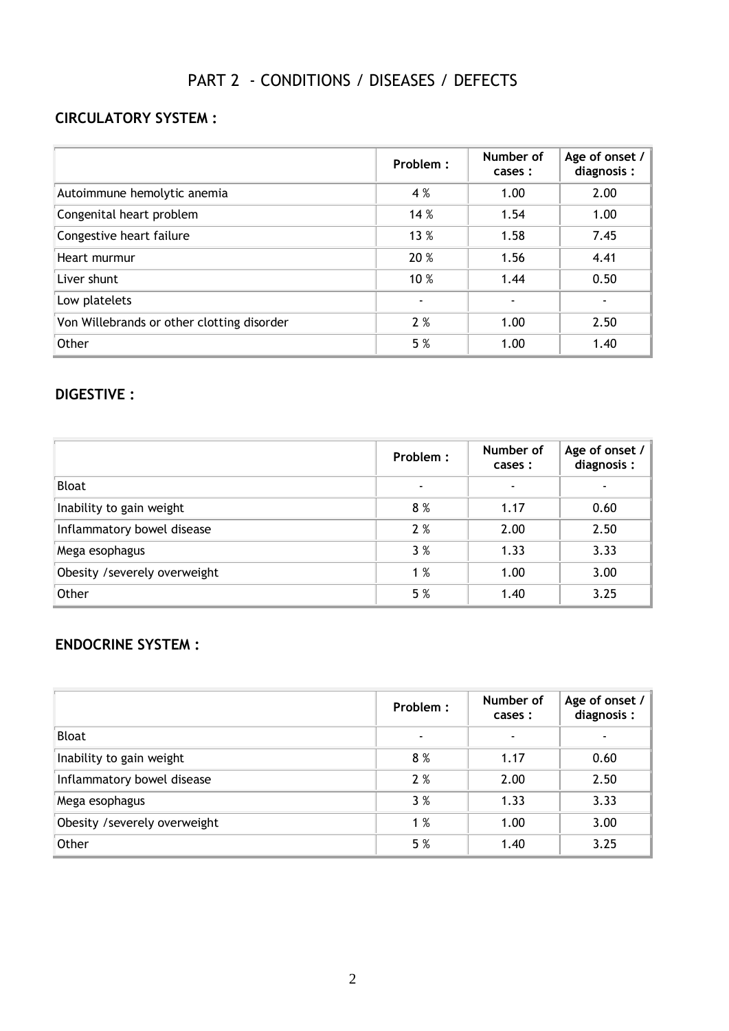# PART 2 - CONDITIONS / DISEASES / DEFECTS

## CIRCULATORY SYSTEM :

| | Problem : | Number of cases : | Age of onset / diagnosis : |
|---|---|---|---|
| Autoimmune hemolytic anemia | 4 % | 1.00 | 2.00 |
| Congenital heart problem | 14 % | 1.54 | 1.00 |
| Congestive heart failure | 13 % | 1.58 | 7.45 |
| Heart murmur | 20 % | 1.56 | 4.41 |
| Liver shunt | 10 % | 1.44 | 0.50 |
| Low platelets | - | - | - |
| Von Willebrands or other clotting disorder | 2 % | 1.00 | 2.50 |
| Other | 5 % | 1.00 | 1.40 |

## DIGESTIVE :

| | Problem : | Number of cases : | Age of onset / diagnosis : |
|---|---|---|---|
| Bloat | - | - | - |
| Inability to gain weight | 8 % | 1.17 | 0.60 |
| Inflammatory bowel disease | 2 % | 2.00 | 2.50 |
| Mega esophagus | 3 % | 1.33 | 3.33 |
| Obesity /severely overweight | 1 % | 1.00 | 3.00 |
| Other | 5 % | 1.40 | 3.25 |

## ENDOCRINE SYSTEM :

| | Problem : | Number of cases : | Age of onset / diagnosis : |
|---|---|---|---|
| Bloat | - | - | - |
| Inability to gain weight | 8 % | 1.17 | 0.60 |
| Inflammatory bowel disease | 2 % | 2.00 | 2.50 |
| Mega esophagus | 3 % | 1.33 | 3.33 |
| Obesity /severely overweight | 1 % | 1.00 | 3.00 |
| Other | 5 % | 1.40 | 3.25 |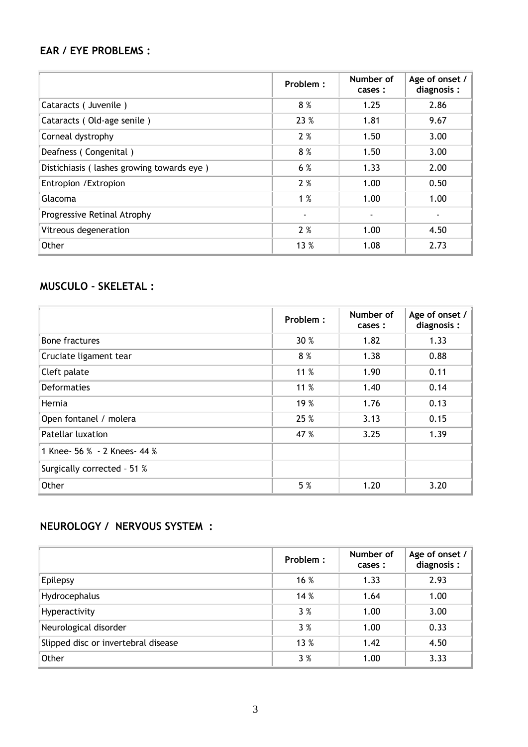## EAR / EYE PROBLEMS :

| | Problem : | Number of cases : | Age of onset / diagnosis : |
|---|---|---|---|
| Cataracts ( Juvenile ) | 8 % | 1.25 | 2.86 |
| Cataracts ( Old-age senile ) | 23 % | 1.81 | 9.67 |
| Corneal dystrophy | 2 % | 1.50 | 3.00 |
| Deafness ( Congenital ) | 8 % | 1.50 | 3.00 |
| Distichiasis ( lashes growing towards eye ) | 6 % | 1.33 | 2.00 |
| Entropion /Extropion | 2 % | 1.00 | 0.50 |
| Glacoma | 1 % | 1.00 | 1.00 |
| Progressive Retinal Atrophy | - | - | - |
| Vitreous degeneration | 2 % | 1.00 | 4.50 |
| Other | 13 % | 1.08 | 2.73 |

## MUSCULO - SKELETAL :

| | Problem : | Number of cases : | Age of onset / diagnosis : |
|---|---|---|---|
| Bone fractures | 30 % | 1.82 | 1.33 |
| Cruciate ligament tear | 8 % | 1.38 | 0.88 |
| Cleft palate | 11 % | 1.90 | 0.11 |
| Deformaties | 11 % | 1.40 | 0.14 |
| Hernia | 19 % | 1.76 | 0.13 |
| Open fontanel / molera | 25 % | 3.13 | 0.15 |
| Patellar luxation | 47 % | 3.25 | 1.39 |
| 1 Knee- 56 % - 2 Knees- 44 % | | | |
| Surgically corrected – 51 % | | | |
| Other | 5 % | 1.20 | 3.20 |

## NEUROLOGY / NERVOUS SYSTEM :

| | Problem : | Number of cases : | Age of onset / diagnosis : |
|---|---|---|---|
| Epilepsy | 16 % | 1.33 | 2.93 |
| Hydrocephalus | 14 % | 1.64 | 1.00 |
| Hyperactivity | 3 % | 1.00 | 3.00 |
| Neurological disorder | 3 % | 1.00 | 0.33 |
| Slipped disc or invertebral disease | 13 % | 1.42 | 4.50 |
| Other | 3 % | 1.00 | 3.33 |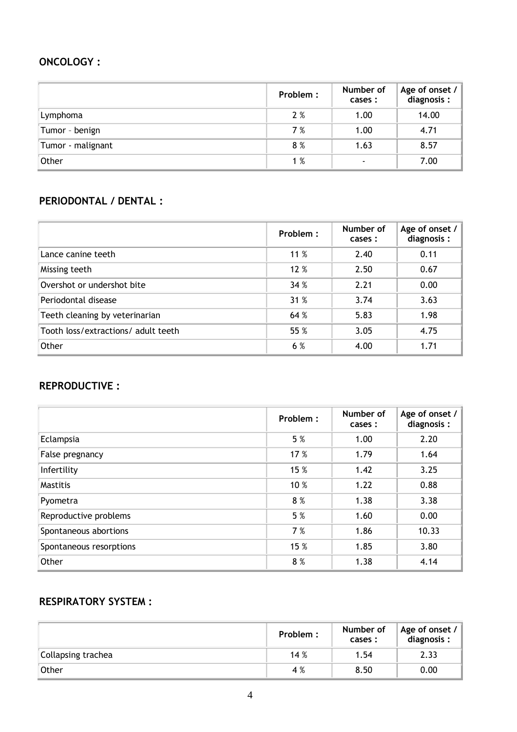## ONCOLOGY :

| | Problem : | Number of cases : | Age of onset / diagnosis : |
|---|---|---|---|
| Lymphoma | 2 % | 1.00 | 14.00 |
| Tumor – benign | 7 % | 1.00 | 4.71 |
| Tumor - malignant | 8 % | 1.63 | 8.57 |
| Other | 1 % | - | 7.00 |

## PERIODONTAL / DENTAL :

| | Problem : | Number of cases : | Age of onset / diagnosis : |
|---|---|---|---|
| Lance canine teeth | 11 % | 2.40 | 0.11 |
| Missing teeth | 12 % | 2.50 | 0.67 |
| Overshot or undershot bite | 34 % | 2.21 | 0.00 |
| Periodontal disease | 31 % | 3.74 | 3.63 |
| Teeth cleaning by veterinarian | 64 % | 5.83 | 1.98 |
| Tooth loss/extractions/ adult teeth | 55 % | 3.05 | 4.75 |
| Other | 6 % | 4.00 | 1.71 |

## REPRODUCTIVE :

| | Problem : | Number of cases : | Age of onset / diagnosis : |
|---|---|---|---|
| Eclampsia | 5 % | 1.00 | 2.20 |
| False pregnancy | 17 % | 1.79 | 1.64 |
| Infertility | 15 % | 1.42 | 3.25 |
| Mastitis | 10 % | 1.22 | 0.88 |
| Pyometra | 8 % | 1.38 | 3.38 |
| Reproductive problems | 5 % | 1.60 | 0.00 |
| Spontaneous abortions | 7 % | 1.86 | 10.33 |
| Spontaneous resorptions | 15 % | 1.85 | 3.80 |
| Other | 8 % | 1.38 | 4.14 |

## RESPIRATORY SYSTEM :

| | Problem : | Number of cases : | Age of onset / diagnosis : |
|---|---|---|---|
| Collapsing trachea | 14 % | 1.54 | 2.33 |
| Other | 4 % | 8.50 | 0.00 |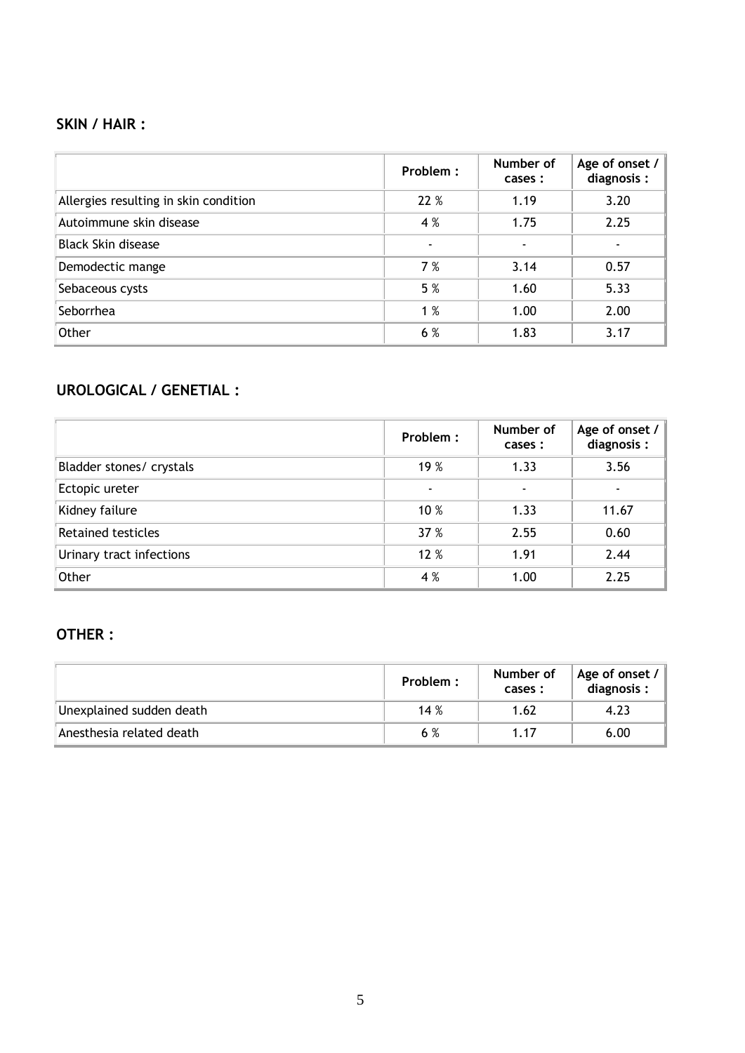## SKIN / HAIR :

| | Problem : | Number of cases : | Age of onset / diagnosis : |
|---|---|---|---|
| Allergies resulting in skin condition | 22 % | 1.19 | 3.20 |
| Autoimmune skin disease | 4 % | 1.75 | 2.25 |
| Black Skin disease | - | - | - |
| Demodectic mange | 7 % | 3.14 | 0.57 |
| Sebaceous cysts | 5 % | 1.60 | 5.33 |
| Seborrhea | 1 % | 1.00 | 2.00 |
| Other | 6 % | 1.83 | 3.17 |

## UROLOGICAL / GENETIAL :

| | Problem : | Number of cases : | Age of onset / diagnosis : |
|---|---|---|---|
| Bladder stones/ crystals | 19 % | 1.33 | 3.56 |
| Ectopic ureter | - | - | - |
| Kidney failure | 10 % | 1.33 | 11.67 |
| Retained testicles | 37 % | 2.55 | 0.60 |
| Urinary tract infections | 12 % | 1.91 | 2.44 |
| Other | 4 % | 1.00 | 2.25 |

## OTHER :

| | Problem : | Number of cases : | Age of onset / diagnosis : |
|---|---|---|---|
| Unexplained sudden death | 14 % | 1.62 | 4.23 |
| Anesthesia related death | 6 % | 1.17 | 6.00 |